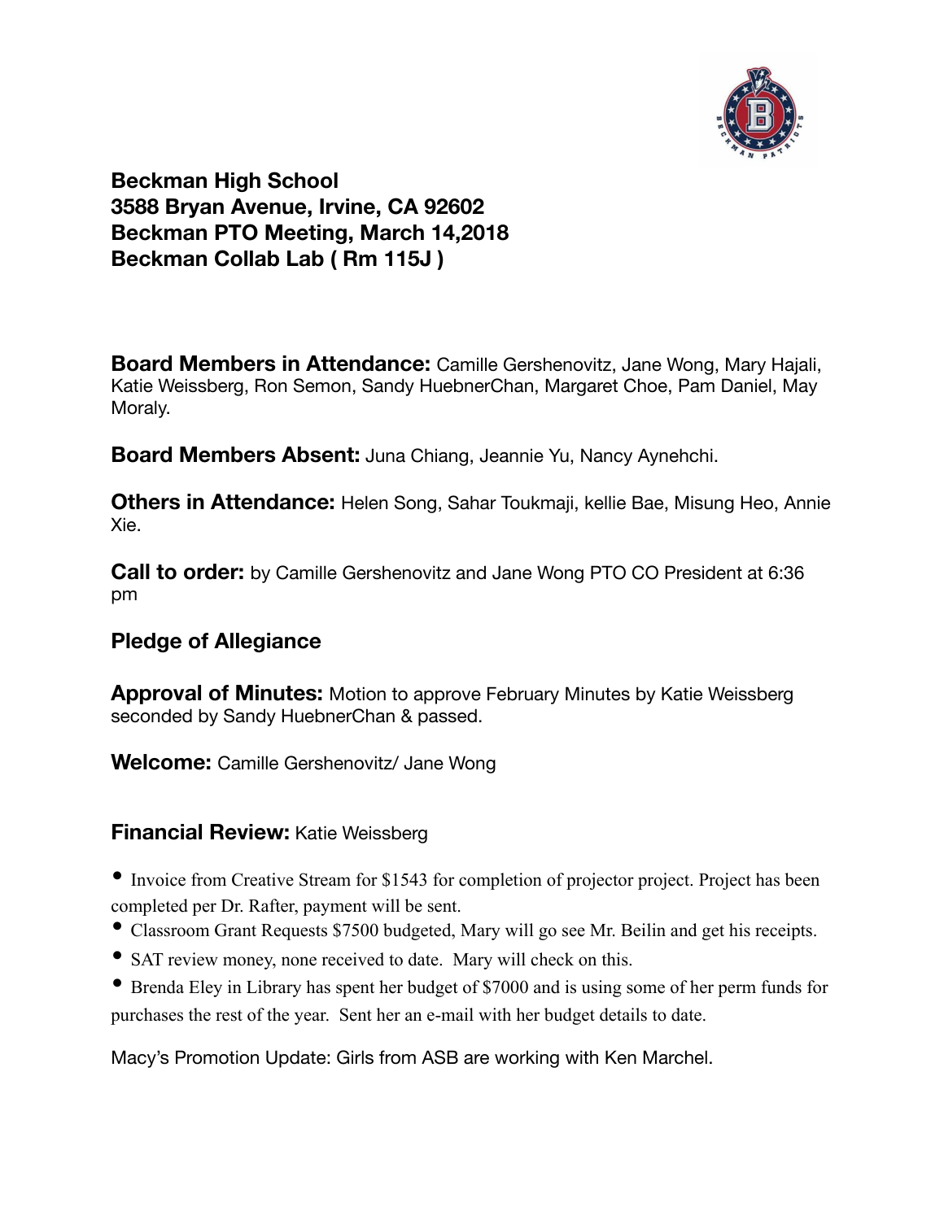**Beckman High School**
**3588 Bryan Avenue, Irvine, CA 92602**
**Beckman PTO Meeting, March 14,2018**
**Beckman Collab Lab ( Rm 115J )**

**Board Members in Attendance:** Camille Gershenovitz, Jane Wong, Mary Hajali, Katie Weissberg, Ron Semon, Sandy HuebnerChan, Margaret Choe, Pam Daniel, May Moraly.

**Board Members Absent:** Juna Chiang, Jeannie Yu, Nancy Aynehchi.

**Others in Attendance:** Helen Song, Sahar Toukmaji, kellie Bae, Misung Heo, Annie Xie.

**Call to order:** by Camille Gershenovitz and Jane Wong PTO CO President at 6:36 pm

**Pledge of Allegiance**

**Approval of Minutes:** Motion to approve February Minutes by Katie Weissberg seconded by Sandy HuebnerChan & passed.

**Welcome:** Camille Gershenovitz/ Jane Wong

**Financial Review:** Katie Weissberg

- Invoice from Creative Stream for $1543 for completion of projector project. Project has been completed per Dr. Rafter, payment will be sent.
- Classroom Grant Requests $7500 budgeted, Mary will go see Mr. Beilin and get his receipts.
- SAT review money, none received to date. Mary will check on this.
- Brenda Eley in Library has spent her budget of $7000 and is using some of her perm funds for purchases the rest of the year. Sent her an e-mail with her budget details to date.

Macy's Promotion Update: Girls from ASB are working with Ken Marchel.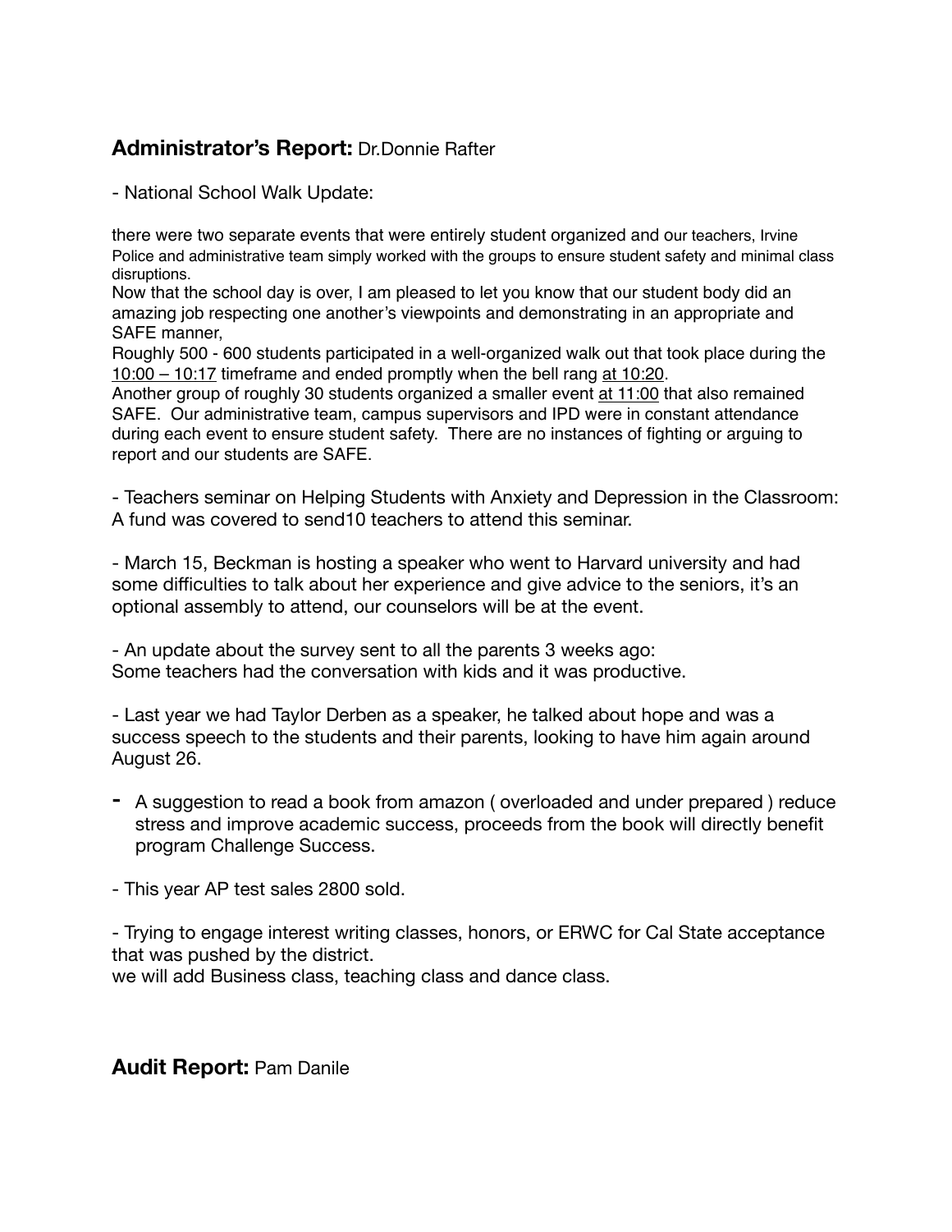**Administrator's Report:** Dr.Donnie Rafter

- National School Walk Update:

there were two separate events that were entirely student organized and our teachers, Irvine Police and administrative team simply worked with the groups to ensure student safety and minimal class disruptions.
Now that the school day is over, I am pleased to let you know that our student body did an amazing job respecting one another's viewpoints and demonstrating in an appropriate and SAFE manner,
Roughly 500 - 600 students participated in a well-organized walk out that took place during the 10:00 – 10:17 timeframe and ended promptly when the bell rang at 10:20.
Another group of roughly 30 students organized a smaller event at 11:00 that also remained SAFE. Our administrative team, campus supervisors and IPD were in constant attendance during each event to ensure student safety. There are no instances of fighting or arguing to report and our students are SAFE.

- Teachers seminar on Helping Students with Anxiety and Depression in the Classroom:
A fund was covered to send10 teachers to attend this seminar.

- March 15, Beckman is hosting a speaker who went to Harvard university and had some difficulties to talk about her experience and give advice to the seniors, it's an optional assembly to attend, our counselors will be at the event.

- An update about the survey sent to all the parents 3 weeks ago:
Some teachers had the conversation with kids and it was productive.

- Last year we had Taylor Derben as a speaker, he talked about hope and was a success speech to the students and their parents, looking to have him again around August 26.

- A suggestion to read a book from amazon ( overloaded and under prepared ) reduce stress and improve academic success, proceeds from the book will directly benefit program Challenge Success.

- This year AP test sales 2800 sold.

- Trying to engage interest writing classes, honors, or ERWC for Cal State acceptance that was pushed by the district.
we will add Business class, teaching class and dance class.

**Audit Report:** Pam Danile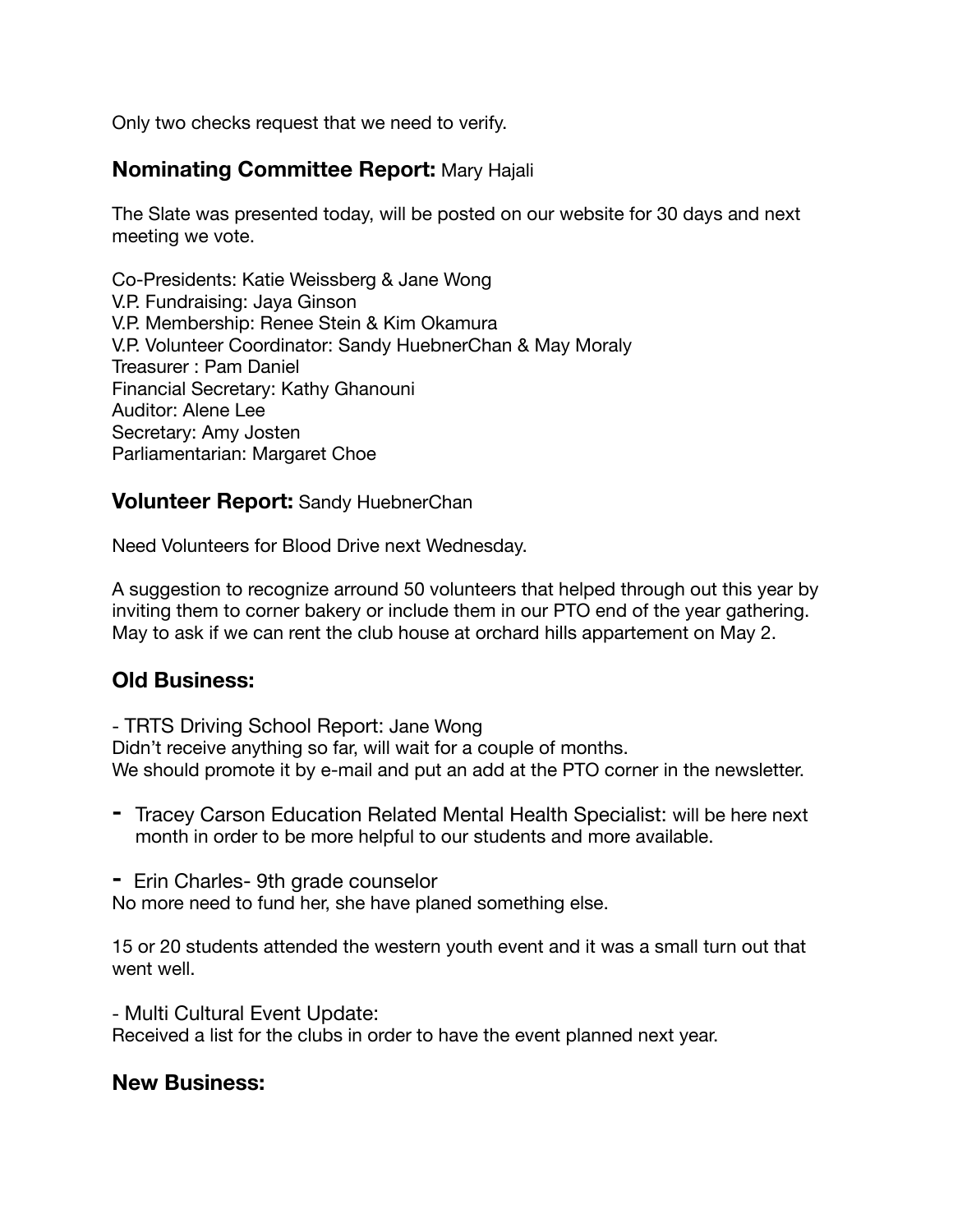Only two checks request that we need to verify.

## **Nominating Committee Report:** Mary Hajali

The Slate was presented today, will be posted on our website for 30 days and next meeting we vote.

Co-Presidents: Katie Weissberg & Jane Wong
V.P. Fundraising: Jaya Ginson
V.P. Membership: Renee Stein & Kim Okamura
V.P. Volunteer Coordinator: Sandy HuebnerChan & May Moraly
Treasurer : Pam Daniel
Financial Secretary: Kathy Ghanouni
Auditor: Alene Lee
Secretary: Amy Josten
Parliamentarian: Margaret Choe

## **Volunteer Report:** Sandy HuebnerChan

Need Volunteers for Blood Drive next Wednesday.

A suggestion to recognize arround 50 volunteers that helped through out this year by inviting them to corner bakery or include them in our PTO end of the year gathering. May to ask if we can rent the club house at orchard hills appartement on May 2.

## **Old Business:**

- TRTS Driving School Report: Jane Wong
Didn't receive anything so far, will wait for a couple of months.
We should promote it by e-mail and put an add at the PTO corner in the newsletter.

- Tracey Carson Education Related Mental Health Specialist: will be here next month in order to be more helpful to our students and more available.

- Erin Charles- 9th grade counselor
No more need to fund her, she have planed something else.

15 or 20 students attended the western youth event and it was a small turn out that went well.

- Multi Cultural Event Update:
Received a list for the clubs in order to have the event planned next year.

## **New Business:**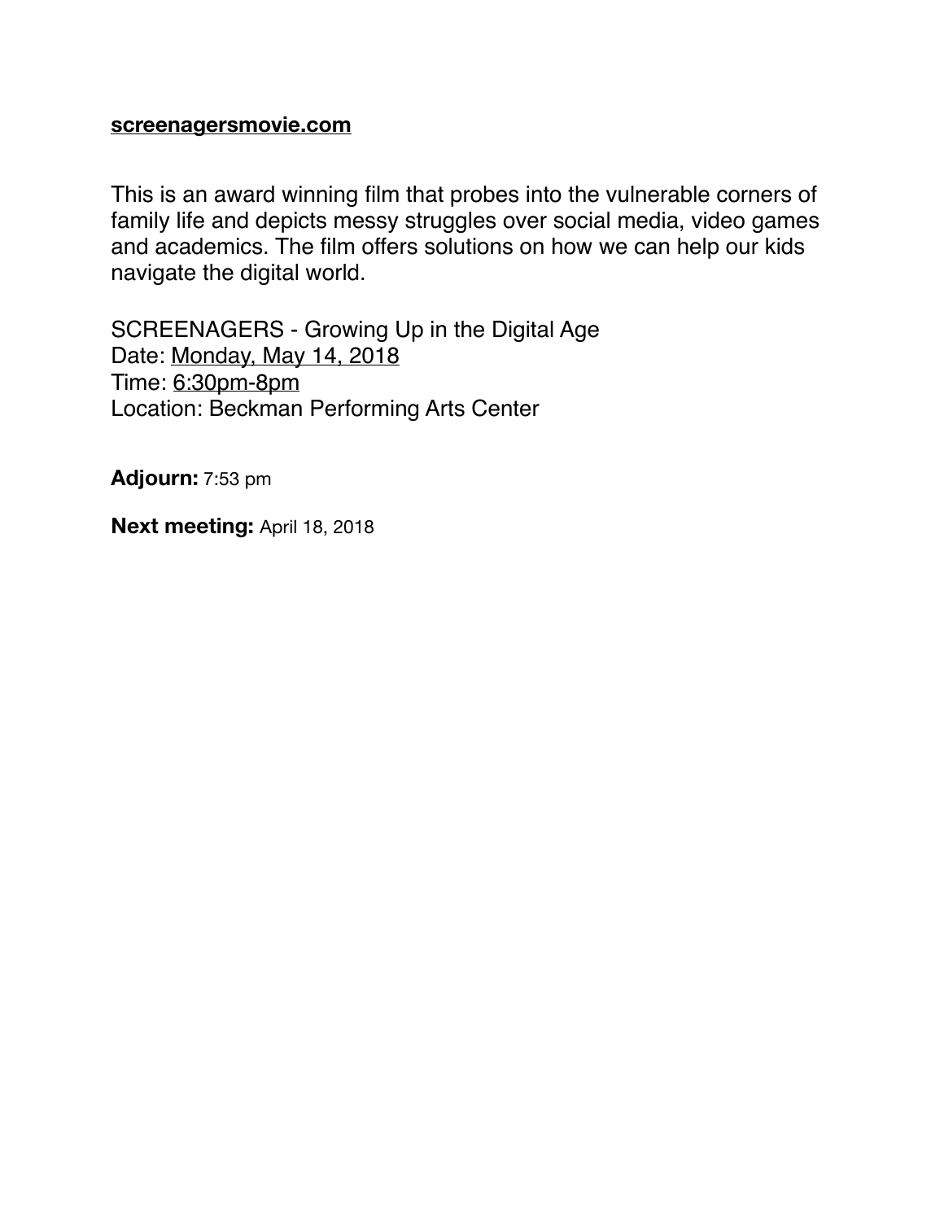**screenagersmovie.com**

This is an award winning film that probes into the vulnerable corners of family life and depicts messy struggles over social media, video games and academics. The film offers solutions on how we can help our kids navigate the digital world.

SCREENAGERS - Growing Up in the Digital Age
Date: Monday, May 14, 2018
Time: 6:30pm-8pm
Location: Beckman Performing Arts Center

**Adjourn:** 7:53 pm

**Next meeting:** April 18, 2018